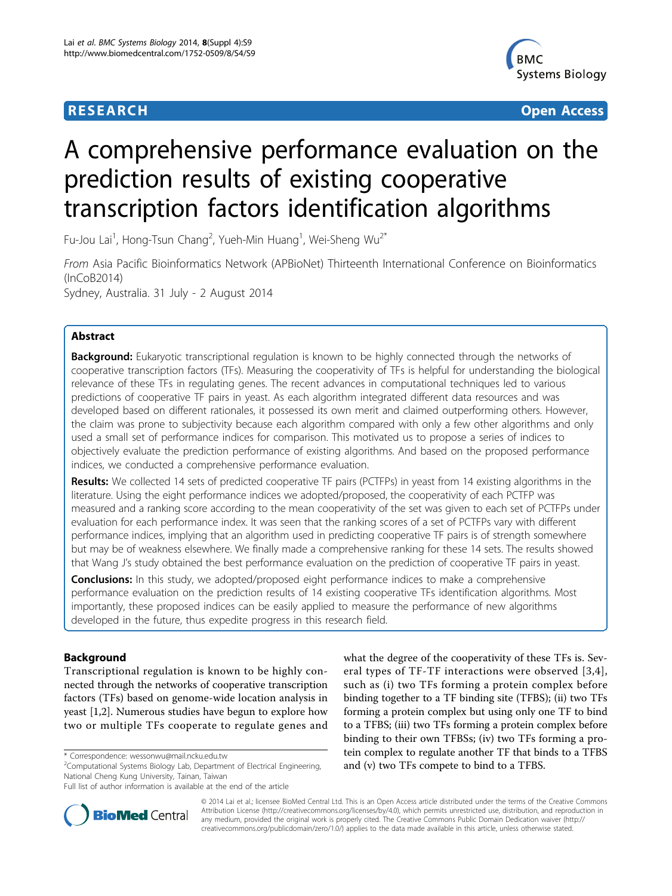# A comprehensive performance evaluation on the prediction results of existing cooperative transcription factors identification algorithms

Fu-Jou Lai[1], Hong-Tsun Chang[2], Yueh-Min Huang[1], Wei-Sheng Wu[2*]

*From* Asia Pacific Bioinformatics Network (APBioNet) Thirteenth International Conference on Bioinformatics (InCoB2014)
Sydney, Australia. 31 July - 2 August 2014

## Abstract

**Background:** Eukaryotic transcriptional regulation is known to be highly connected through the networks of cooperative transcription factors (TFs). Measuring the cooperativity of TFs is helpful for understanding the biological relevance of these TFs in regulating genes. The recent advances in computational techniques led to various predictions of cooperative TF pairs in yeast. As each algorithm integrated different data resources and was developed based on different rationales, it possessed its own merit and claimed outperforming others. However, the claim was prone to subjectivity because each algorithm compared with only a few other algorithms and only used a small set of performance indices for comparison. This motivated us to propose a series of indices to objectively evaluate the prediction performance of existing algorithms. And based on the proposed performance indices, we conducted a comprehensive performance evaluation.

**Results:** We collected 14 sets of predicted cooperative TF pairs (PCTFPs) in yeast from 14 existing algorithms in the literature. Using the eight performance indices we adopted/proposed, the cooperativity of each PCTFP was measured and a ranking score according to the mean cooperativity of the set was given to each set of PCTFPs under evaluation for each performance index. It was seen that the ranking scores of a set of PCTFPs vary with different performance indices, implying that an algorithm used in predicting cooperative TF pairs is of strength somewhere but may be of weakness elsewhere. We finally made a comprehensive ranking for these 14 sets. The results showed that Wang J's study obtained the best performance evaluation on the prediction of cooperative TF pairs in yeast.

**Conclusions:** In this study, we adopted/proposed eight performance indices to make a comprehensive performance evaluation on the prediction results of 14 existing cooperative TFs identification algorithms. Most importantly, these proposed indices can be easily applied to measure the performance of new algorithms developed in the future, thus expedite progress in this research field.

## Background

Transcriptional regulation is known to be highly connected through the networks of cooperative transcription factors (TFs) based on genome-wide location analysis in yeast [1,2]. Numerous studies have begun to explore how two or multiple TFs cooperate to regulate genes and what the degree of the cooperativity of these TFs is. Several types of TF-TF interactions were observed [3,4], such as (i) two TFs forming a protein complex before binding together to a TF binding site (TFBS); (ii) two TFs forming a protein complex but using only one TF to bind to a TFBS; (iii) two TFs forming a protein complex before binding to their own TFBSs; (iv) two TFs forming a protein complex to regulate another TF that binds to a TFBS and (v) two TFs compete to bind to a TFBS.

\* Correspondence: wessonwu@mail.ncku.edu.tw
[2]Computational Systems Biology Lab, Department of Electrical Engineering, National Cheng Kung University, Tainan, Taiwan
Full list of author information is available at the end of the article

© 2014 Lai et al.; licensee BioMed Central Ltd. This is an Open Access article distributed under the terms of the Creative Commons Attribution License (http://creativecommons.org/licenses/by/4.0), which permits unrestricted use, distribution, and reproduction in any medium, provided the original work is properly cited. The Creative Commons Public Domain Dedication waiver (http://creativecommons.org/publicdomain/zero/1.0/) applies to the data made available in this article, unless otherwise stated.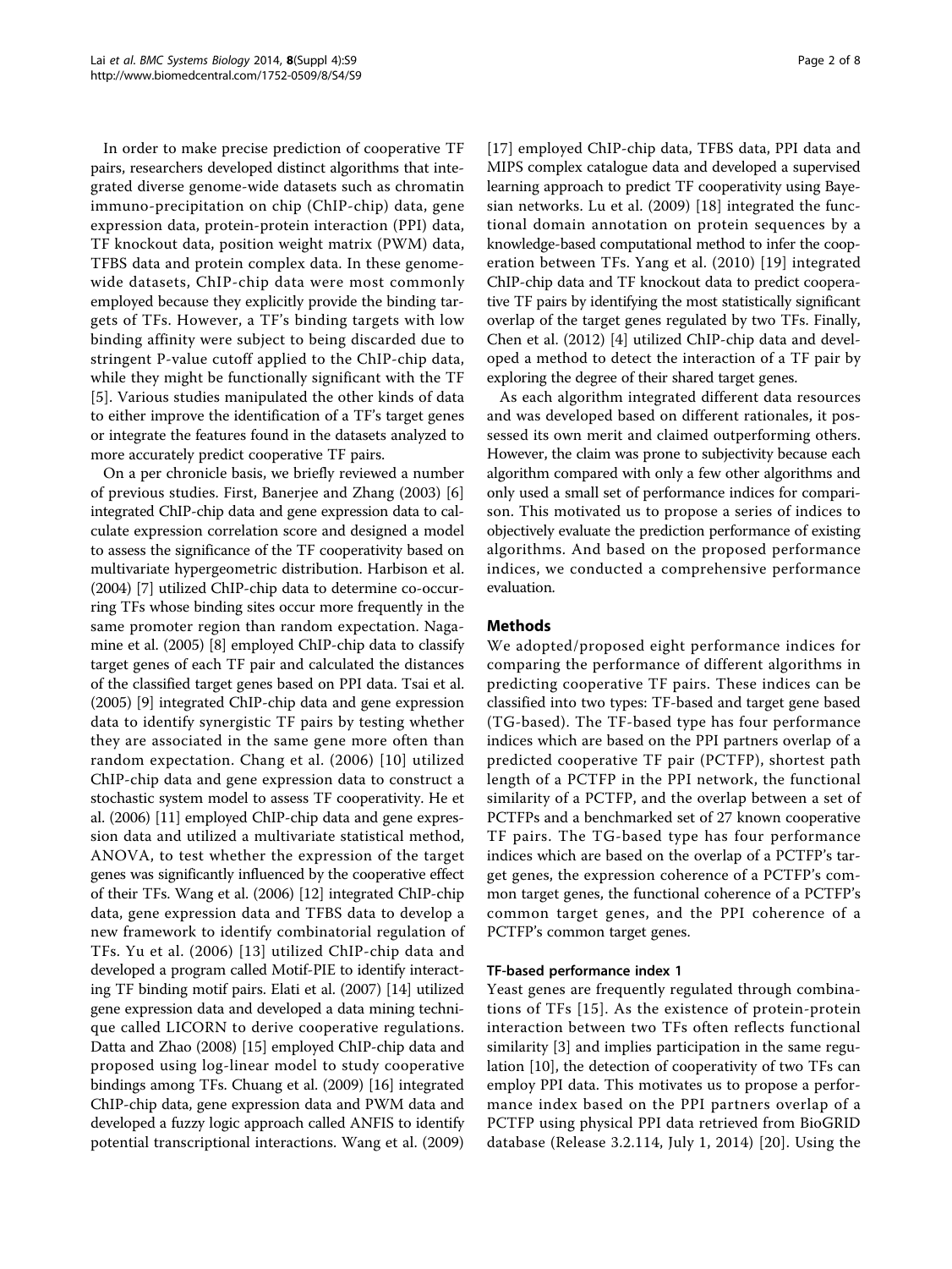In order to make precise prediction of cooperative TF pairs, researchers developed distinct algorithms that integrated diverse genome-wide datasets such as chromatin immuno-precipitation on chip (ChIP-chip) data, gene expression data, protein-protein interaction (PPI) data, TF knockout data, position weight matrix (PWM) data, TFBS data and protein complex data. In these genome-wide datasets, ChIP-chip data were most commonly employed because they explicitly provide the binding targets of TFs. However, a TF's binding targets with low binding affinity were subject to being discarded due to stringent P-value cutoff applied to the ChIP-chip data, while they might be functionally significant with the TF [5]. Various studies manipulated the other kinds of data to either improve the identification of a TF's target genes or integrate the features found in the datasets analyzed to more accurately predict cooperative TF pairs.

On a per chronicle basis, we briefly reviewed a number of previous studies. First, Banerjee and Zhang (2003) [6] integrated ChIP-chip data and gene expression data to calculate expression correlation score and designed a model to assess the significance of the TF cooperativity based on multivariate hypergeometric distribution. Harbison et al. (2004) [7] utilized ChIP-chip data to determine co-occurring TFs whose binding sites occur more frequently in the same promoter region than random expectation. Nagamine et al. (2005) [8] employed ChIP-chip data to classify target genes of each TF pair and calculated the distances of the classified target genes based on PPI data. Tsai et al. (2005) [9] integrated ChIP-chip data and gene expression data to identify synergistic TF pairs by testing whether they are associated in the same gene more often than random expectation. Chang et al. (2006) [10] utilized ChIP-chip data and gene expression data to construct a stochastic system model to assess TF cooperativity. He et al. (2006) [11] employed ChIP-chip data and gene expression data and utilized a multivariate statistical method, ANOVA, to test whether the expression of the target genes was significantly influenced by the cooperative effect of their TFs. Wang et al. (2006) [12] integrated ChIP-chip data, gene expression data and TFBS data to develop a new framework to identify combinatorial regulation of TFs. Yu et al. (2006) [13] utilized ChIP-chip data and developed a program called Motif-PIE to identify interacting TF binding motif pairs. Elati et al. (2007) [14] utilized gene expression data and developed a data mining technique called LICORN to derive cooperative regulations. Datta and Zhao (2008) [15] employed ChIP-chip data and proposed using log-linear model to study cooperative bindings among TFs. Chuang et al. (2009) [16] integrated ChIP-chip data, gene expression data and PWM data and developed a fuzzy logic approach called ANFIS to identify potential transcriptional interactions. Wang et al. (2009) [17] employed ChIP-chip data, TFBS data, PPI data and MIPS complex catalogue data and developed a supervised learning approach to predict TF cooperativity using Bayesian networks. Lu et al. (2009) [18] integrated the functional domain annotation on protein sequences by a knowledge-based computational method to infer the cooperation between TFs. Yang et al. (2010) [19] integrated ChIP-chip data and TF knockout data to predict cooperative TF pairs by identifying the most statistically significant overlap of the target genes regulated by two TFs. Finally, Chen et al. (2012) [4] utilized ChIP-chip data and developed a method to detect the interaction of a TF pair by exploring the degree of their shared target genes.

As each algorithm integrated different data resources and was developed based on different rationales, it possessed its own merit and claimed outperforming others. However, the claim was prone to subjectivity because each algorithm compared with only a few other algorithms and only used a small set of performance indices for comparison. This motivated us to propose a series of indices to objectively evaluate the prediction performance of existing algorithms. And based on the proposed performance indices, we conducted a comprehensive performance evaluation.

## Methods

We adopted/proposed eight performance indices for comparing the performance of different algorithms in predicting cooperative TF pairs. These indices can be classified into two types: TF-based and target gene based (TG-based). The TF-based type has four performance indices which are based on the PPI partners overlap of a predicted cooperative TF pair (PCTFP), shortest path length of a PCTFP in the PPI network, the functional similarity of a PCTFP, and the overlap between a set of PCTFPs and a benchmarked set of 27 known cooperative TF pairs. The TG-based type has four performance indices which are based on the overlap of a PCTFP's target genes, the expression coherence of a PCTFP's common target genes, the functional coherence of a PCTFP's common target genes, and the PPI coherence of a PCTFP's common target genes.

### TF-based performance index 1

Yeast genes are frequently regulated through combinations of TFs [15]. As the existence of protein-protein interaction between two TFs often reflects functional similarity [3] and implies participation in the same regulation [10], the detection of cooperativity of two TFs can employ PPI data. This motivates us to propose a performance index based on the PPI partners overlap of a PCTFP using physical PPI data retrieved from BioGRID database (Release 3.2.114, July 1, 2014) [20]. Using the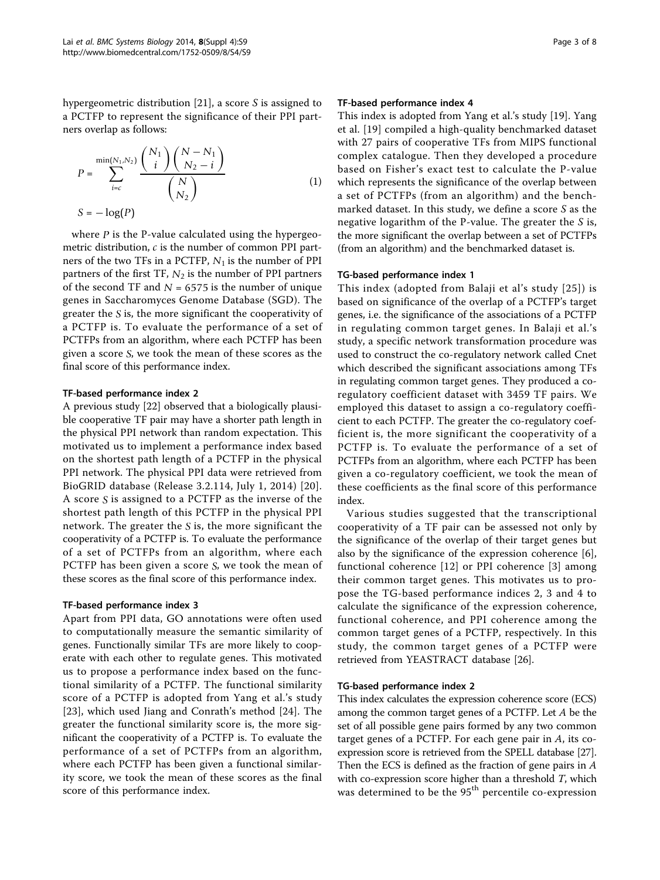hypergeometric distribution [21], a score $S$ is assigned to a PCTFP to represent the significance of their PPI partners overlap as follows:

$$P = \sum_{i=c}^{\min(N_1,N_2)} \frac{\binom{N_1}{i}\binom{N-N_1}{N_2-i}}{\binom{N}{N_2}} \tag{1}$$

$$S = -\log(P)$$

where $P$ is the P-value calculated using the hypergeometric distribution, $c$ is the number of common PPI partners of the two TFs in a PCTFP, $N_1$ is the number of PPI partners of the first TF, $N_2$ is the number of PPI partners of the second TF and $N = 6575$ is the number of unique genes in Saccharomyces Genome Database (SGD). The greater the $S$ is, the more significant the cooperativity of a PCTFP is. To evaluate the performance of a set of PCTFPs from an algorithm, where each PCTFP has been given a score $S$, we took the mean of these scores as the final score of this performance index.

#### TF-based performance index 2

A previous study [22] observed that a biologically plausible cooperative TF pair may have a shorter path length in the physical PPI network than random expectation. This motivated us to implement a performance index based on the shortest path length of a PCTFP in the physical PPI network. The physical PPI data were retrieved from BioGRID database (Release 3.2.114, July 1, 2014) [20]. A score $S$ is assigned to a PCTFP as the inverse of the shortest path length of this PCTFP in the physical PPI network. The greater the $S$ is, the more significant the cooperativity of a PCTFP is. To evaluate the performance of a set of PCTFPs from an algorithm, where each PCTFP has been given a score $S$, we took the mean of these scores as the final score of this performance index.

#### TF-based performance index 3

Apart from PPI data, GO annotations were often used to computationally measure the semantic similarity of genes. Functionally similar TFs are more likely to cooperate with each other to regulate genes. This motivated us to propose a performance index based on the functional similarity of a PCTFP. The functional similarity score of a PCTFP is adopted from Yang et al.'s study [23], which used Jiang and Conrath's method [24]. The greater the functional similarity score is, the more significant the cooperativity of a PCTFP is. To evaluate the performance of a set of PCTFPs from an algorithm, where each PCTFP has been given a functional similarity score, we took the mean of these scores as the final score of this performance index.

#### TF-based performance index 4

This index is adopted from Yang et al.'s study [19]. Yang et al. [19] compiled a high-quality benchmarked dataset with 27 pairs of cooperative TFs from MIPS functional complex catalogue. Then they developed a procedure based on Fisher's exact test to calculate the P-value which represents the significance of the overlap between a set of PCTFPs (from an algorithm) and the benchmarked dataset. In this study, we define a score $S$ as the negative logarithm of the P-value. The greater the $S$ is, the more significant the overlap between a set of PCTFPs (from an algorithm) and the benchmarked dataset is.

#### TG-based performance index 1

This index (adopted from Balaji et al's study [25]) is based on significance of the overlap of a PCTFP's target genes, i.e. the significance of the associations of a PCTFP in regulating common target genes. In Balaji et al.'s study, a specific network transformation procedure was used to construct the co-regulatory network called Cnet which described the significant associations among TFs in regulating common target genes. They produced a co-regulatory coefficient dataset with 3459 TF pairs. We employed this dataset to assign a co-regulatory coefficient to each PCTFP. The greater the co-regulatory coefficient is, the more significant the cooperativity of a PCTFP is. To evaluate the performance of a set of PCTFPs from an algorithm, where each PCTFP has been given a co-regulatory coefficient, we took the mean of these coefficients as the final score of this performance index.

Various studies suggested that the transcriptional cooperativity of a TF pair can be assessed not only by the significance of the overlap of their target genes but also by the significance of the expression coherence [6], functional coherence [12] or PPI coherence [3] among their common target genes. This motivates us to propose the TG-based performance indices 2, 3 and 4 to calculate the significance of the expression coherence, functional coherence, and PPI coherence among the common target genes of a PCTFP, respectively. In this study, the common target genes of a PCTFP were retrieved from YEASTRACT database [26].

#### TG-based performance index 2

This index calculates the expression coherence score (ECS) among the common target genes of a PCTFP. Let $A$ be the set of all possible gene pairs formed by any two common target genes of a PCTFP. For each gene pair in $A$, its co-expression score is retrieved from the SPELL database [27]. Then the ECS is defined as the fraction of gene pairs in $A$ with co-expression score higher than a threshold $T$, which was determined to be the 95$^{th}$ percentile co-expression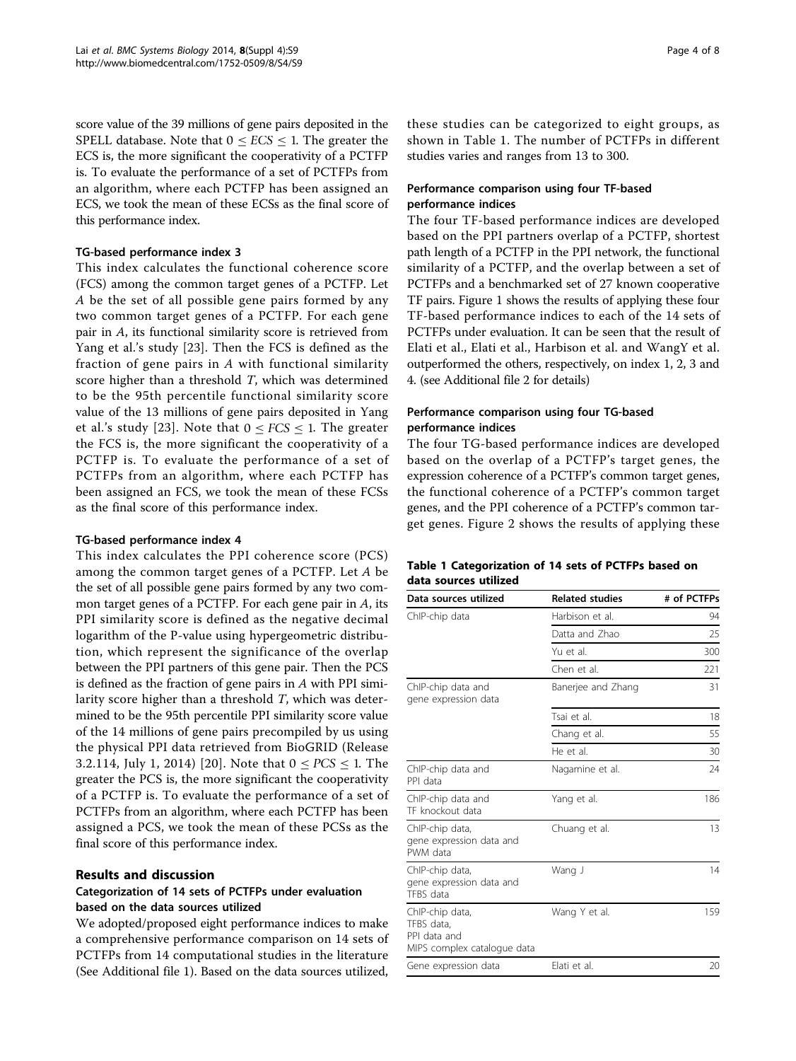score value of the 39 millions of gene pairs deposited in the SPELL database. Note that $0 \leq ECS \leq 1$. The greater the ECS is, the more significant the cooperativity of a PCTFP is. To evaluate the performance of a set of PCTFPs from an algorithm, where each PCTFP has been assigned an ECS, we took the mean of these ECSs as the final score of this performance index.

#### TG-based performance index 3

This index calculates the functional coherence score (FCS) among the common target genes of a PCTFP. Let $A$ be the set of all possible gene pairs formed by any two common target genes of a PCTFP. For each gene pair in $A$, its functional similarity score is retrieved from Yang et al.'s study [23]. Then the FCS is defined as the fraction of gene pairs in $A$ with functional similarity score higher than a threshold $T$, which was determined to be the 95th percentile functional similarity score value of the 13 millions of gene pairs deposited in Yang et al.'s study [23]. Note that $0 \leq FCS \leq 1$. The greater the FCS is, the more significant the cooperativity of a PCTFP is. To evaluate the performance of a set of PCTFPs from an algorithm, where each PCTFP has been assigned an FCS, we took the mean of these FCSs as the final score of this performance index.

#### TG-based performance index 4

This index calculates the PPI coherence score (PCS) among the common target genes of a PCTFP. Let $A$ be the set of all possible gene pairs formed by any two common target genes of a PCTFP. For each gene pair in $A$, its PPI similarity score is defined as the negative decimal logarithm of the P-value using hypergeometric distribution, which represent the significance of the overlap between the PPI partners of this gene pair. Then the PCS is defined as the fraction of gene pairs in $A$ with PPI similarity score higher than a threshold $T$, which was determined to be the 95th percentile PPI similarity score value of the 14 millions of gene pairs precompiled by us using the physical PPI data retrieved from BioGRID (Release 3.2.114, July 1, 2014) [20]. Note that $0 \leq PCS \leq 1$. The greater the PCS is, the more significant the cooperativity of a PCTFP is. To evaluate the performance of a set of PCTFPs from an algorithm, where each PCTFP has been assigned a PCS, we took the mean of these PCSs as the final score of this performance index.

## Results and discussion

### Categorization of 14 sets of PCTFPs under evaluation based on the data sources utilized

We adopted/proposed eight performance indices to make a comprehensive performance comparison on 14 sets of PCTFPs from 14 computational studies in the literature (See Additional file 1). Based on the data sources utilized, these studies can be categorized to eight groups, as shown in Table 1. The number of PCTFPs in different studies varies and ranges from 13 to 300.

### Performance comparison using four TF-based performance indices

The four TF-based performance indices are developed based on the PPI partners overlap of a PCTFP, shortest path length of a PCTFP in the PPI network, the functional similarity of a PCTFP, and the overlap between a set of PCTFPs and a benchmarked set of 27 known cooperative TF pairs. Figure 1 shows the results of applying these four TF-based performance indices to each of the 14 sets of PCTFPs under evaluation. It can be seen that the result of Elati et al., Elati et al., Harbison et al. and WangY et al. outperformed the others, respectively, on index 1, 2, 3 and 4. (see Additional file 2 for details)

### Performance comparison using four TG-based performance indices

The four TG-based performance indices are developed based on the overlap of a PCTFP's target genes, the expression coherence of a PCTFP's common target genes, the functional coherence of a PCTFP's common target genes, and the PPI coherence of a PCTFP's common target genes. Figure 2 shows the results of applying these

**Table 1 Categorization of 14 sets of PCTFPs based on data sources utilized**

| Data sources utilized | Related studies | # of PCTFPs |
|---|---|---|
| ChIP-chip data | Harbison et al. | 94 |
| | Datta and Zhao | 25 |
| | Yu et al. | 300 |
| | Chen et al. | 221 |
| ChIP-chip data and gene expression data | Banerjee and Zhang | 31 |
| | Tsai et al. | 18 |
| | Chang et al. | 55 |
| | He et al. | 30 |
| ChIP-chip data and PPI data | Nagamine et al. | 24 |
| ChIP-chip data and TF knockout data | Yang et al. | 186 |
| ChIP-chip data, gene expression data and PWM data | Chuang et al. | 13 |
| ChIP-chip data, gene expression data and TFBS data | Wang J | 14 |
| ChIP-chip data, TFBS data, PPI data and MIPS complex catalogue data | Wang Y et al. | 159 |
| Gene expression data | Elati et al. | 20 |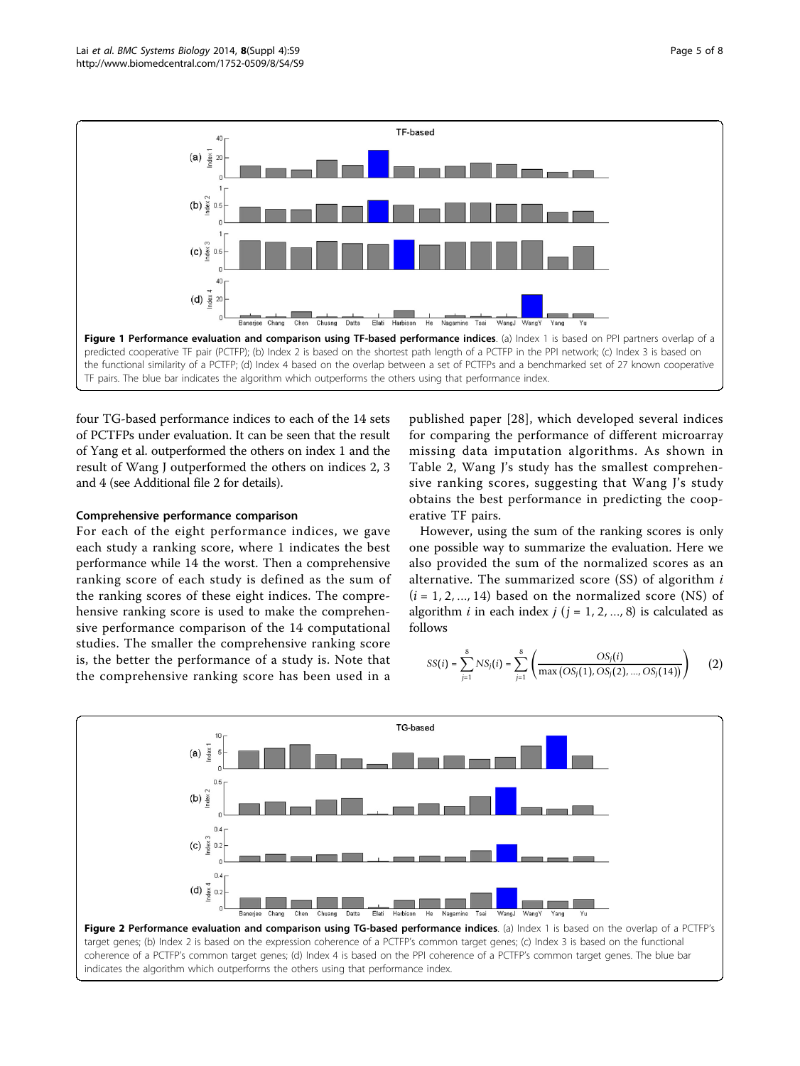**Figure 1 Performance evaluation and comparison using TF-based performance indices**. (a) Index 1 is based on PPI partners overlap of a predicted cooperative TF pair (PCTFP); (b) Index 2 is based on the shortest path length of a PCTFP in the PPI network; (c) Index 3 is based on the functional similarity of a PCTFP; (d) Index 4 based on the overlap between a set of PCTFPs and a benchmarked set of 27 known cooperative TF pairs. The blue bar indicates the algorithm which outperforms the others using that performance index.

four TG-based performance indices to each of the 14 sets of PCTFPs under evaluation. It can be seen that the result of Yang et al. outperformed the others on index 1 and the result of Wang J outperformed the others on indices 2, 3 and 4 (see Additional file 2 for details).

### Comprehensive performance comparison

For each of the eight performance indices, we gave each study a ranking score, where 1 indicates the best performance while 14 the worst. Then a comprehensive ranking score of each study is defined as the sum of the ranking scores of these eight indices. The comprehensive ranking score is used to make the comprehensive performance comparison of the 14 computational studies. The smaller the comprehensive ranking score is, the better the performance of a study is. Note that the comprehensive ranking score has been used in a published paper [28], which developed several indices for comparing the performance of different microarray missing data imputation algorithms. As shown in Table 2, Wang J's study has the smallest comprehensive ranking scores, suggesting that Wang J's study obtains the best performance in predicting the cooperative TF pairs.

However, using the sum of the ranking scores is only one possible way to summarize the evaluation. Here we also provided the sum of the normalized scores as an alternative. The summarized score (SS) of algorithm $i$ ($i = 1, 2, \ldots, 14$) based on the normalized score (NS) of algorithm $i$ in each index $j$ ($j = 1, 2, \ldots, 8$) is calculated as follows

$$SS(i) = \sum_{j=1}^{8} NS_j(i) = \sum_{j=1}^{8} \left( \frac{OS_j(i)}{\max\left(OS_j(1), OS_j(2), \ldots, OS_j(14)\right)} \right) \qquad (2)$$

**Figure 2 Performance evaluation and comparison using TG-based performance indices**. (a) Index 1 is based on the overlap of a PCTFP's target genes; (b) Index 2 is based on the expression coherence of a PCTFP's common target genes; (c) Index 3 is based on the functional coherence of a PCTFP's common target genes; (d) Index 4 is based on the PPI coherence of a PCTFP's common target genes. The blue bar indicates the algorithm which outperforms the others using that performance index.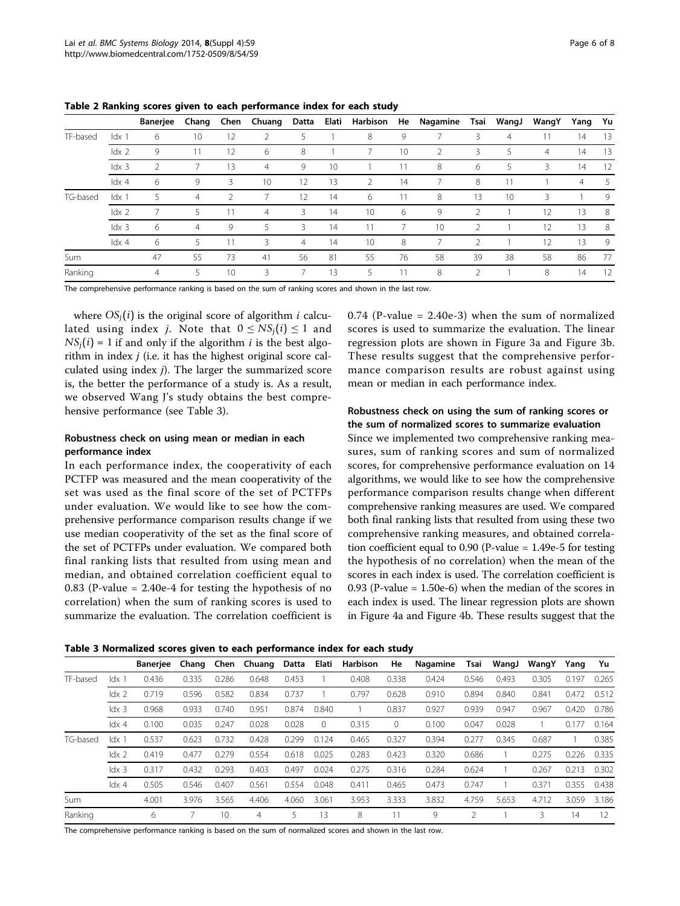**Table 2 Ranking scores given to each performance index for each study**

| | | Banerjee | Chang | Chen | Chuang | Datta | Elati | Harbison | He | Nagamine | Tsai | WangJ | WangY | Yang | Yu |
|---|---|---|---|---|---|---|---|---|---|---|---|---|---|---|---|
| TF-based | Idx 1 | 6 | 10 | 12 | 2 | 5 | 1 | 8 | 9 | 7 | 3 | 4 | 11 | 14 | 13 |
| | Idx 2 | 9 | 11 | 12 | 6 | 8 | 1 | 7 | 10 | 2 | 3 | 5 | 4 | 14 | 13 |
| | Idx 3 | 2 | 7 | 13 | 4 | 9 | 10 | 1 | 11 | 8 | 6 | 5 | 3 | 14 | 12 |
| | Idx 4 | 6 | 9 | 3 | 10 | 12 | 13 | 2 | 14 | 7 | 8 | 11 | 1 | 4 | 5 |
| TG-based | Idx 1 | 5 | 4 | 2 | 7 | 12 | 14 | 6 | 11 | 8 | 13 | 10 | 3 | 1 | 9 |
| | Idx 2 | 7 | 5 | 11 | 4 | 3 | 14 | 10 | 6 | 9 | 2 | 1 | 12 | 13 | 8 |
| | Idx 3 | 6 | 4 | 9 | 5 | 3 | 14 | 11 | 7 | 10 | 2 | 1 | 12 | 13 | 8 |
| | Idx 4 | 6 | 5 | 11 | 3 | 4 | 14 | 10 | 8 | 7 | 2 | 1 | 12 | 13 | 9 |
| Sum | | 47 | 55 | 73 | 41 | 56 | 81 | 55 | 76 | 58 | 39 | 38 | 58 | 86 | 77 |
| Ranking | | 4 | 5 | 10 | 3 | 7 | 13 | 5 | 11 | 8 | 2 | 1 | 8 | 14 | 12 |

The comprehensive performance ranking is based on the sum of ranking scores and shown in the last row.

where $OS_j(i)$ is the original score of algorithm $i$ calculated using index $j$. Note that $0 \leq NS_j(i) \leq 1$ and $NS_j(i) = 1$ if and only if the algorithm $i$ is the best algorithm in index $j$ (i.e. it has the highest original score calculated using index $j$). The larger the summarized score is, the better the performance of a study is. As a result, we observed Wang J's study obtains the best comprehensive performance (see Table 3).

### Robustness check on using mean or median in each performance index

In each performance index, the cooperativity of each PCTFP was measured and the mean cooperativity of the set was used as the final score of the set of PCTFPs under evaluation. We would like to see how the comprehensive performance comparison results change if we use median cooperativity of the set as the final score of the set of PCTFPs under evaluation. We compared both final ranking lists that resulted from using mean and median, and obtained correlation coefficient equal to 0.83 (P-value = 2.40e-4 for testing the hypothesis of no correlation) when the sum of ranking scores is used to summarize the evaluation. The correlation coefficient is 0.74 (P-value = 2.40e-3) when the sum of normalized scores is used to summarize the evaluation. The linear regression plots are shown in Figure 3a and Figure 3b. These results suggest that the comprehensive performance comparison results are robust against using mean or median in each performance index.

### Robustness check on using the sum of ranking scores or the sum of normalized scores to summarize evaluation

Since we implemented two comprehensive ranking measures, sum of ranking scores and sum of normalized scores, for comprehensive performance evaluation on 14 algorithms, we would like to see how the comprehensive performance comparison results change when different comprehensive ranking measures are used. We compared both final ranking lists that resulted from using these two comprehensive ranking measures, and obtained correlation coefficient equal to 0.90 (P-value = 1.49e-5 for testing the hypothesis of no correlation) when the mean of the scores in each index is used. The correlation coefficient is 0.93 (P-value = 1.50e-6) when the median of the scores in each index is used. The linear regression plots are shown in Figure 4a and Figure 4b. These results suggest that the

**Table 3 Normalized scores given to each performance index for each study**

| | | Banerjee | Chang | Chen | Chuang | Datta | Elati | Harbison | He | Nagamine | Tsai | WangJ | WangY | Yang | Yu |
|---|---|---|---|---|---|---|---|---|---|---|---|---|---|---|---|
| TF-based | Idx 1 | 0.436 | 0.335 | 0.286 | 0.648 | 0.453 | 1 | 0.408 | 0.338 | 0.424 | 0.546 | 0.493 | 0.305 | 0.197 | 0.265 |
| | Idx 2 | 0.719 | 0.596 | 0.582 | 0.834 | 0.737 | 1 | 0.797 | 0.628 | 0.910 | 0.894 | 0.840 | 0.841 | 0.472 | 0.512 |
| | Idx 3 | 0.968 | 0.933 | 0.740 | 0.951 | 0.874 | 0.840 | 1 | 0.837 | 0.927 | 0.939 | 0.947 | 0.967 | 0.420 | 0.786 |
| | Idx 4 | 0.100 | 0.035 | 0.247 | 0.028 | 0.028 | 0 | 0.315 | 0 | 0.100 | 0.047 | 0.028 | 1 | 0.177 | 0.164 |
| TG-based | Idx 1 | 0.537 | 0.623 | 0.732 | 0.428 | 0.299 | 0.124 | 0.465 | 0.327 | 0.394 | 0.277 | 0.345 | 0.687 | 1 | 0.385 |
| | Idx 2 | 0.419 | 0.477 | 0.279 | 0.554 | 0.618 | 0.025 | 0.283 | 0.423 | 0.320 | 0.686 | 1 | 0.275 | 0.226 | 0.335 |
| | Idx 3 | 0.317 | 0.432 | 0.293 | 0.403 | 0.497 | 0.024 | 0.275 | 0.316 | 0.284 | 0.624 | 1 | 0.267 | 0.213 | 0.302 |
| | Idx 4 | 0.505 | 0.546 | 0.407 | 0.561 | 0.554 | 0.048 | 0.411 | 0.465 | 0.473 | 0.747 | 1 | 0.371 | 0.355 | 0.438 |
| Sum | | 4.001 | 3.976 | 3.565 | 4.406 | 4.060 | 3.061 | 3.953 | 3.333 | 3.832 | 4.759 | 5.653 | 4.712 | 3.059 | 3.186 |
| Ranking | | 6 | 7 | 10 | 4 | 5 | 13 | 8 | 11 | 9 | 2 | 1 | 3 | 14 | 12 |

The comprehensive performance ranking is based on the sum of normalized scores and shown in the last row.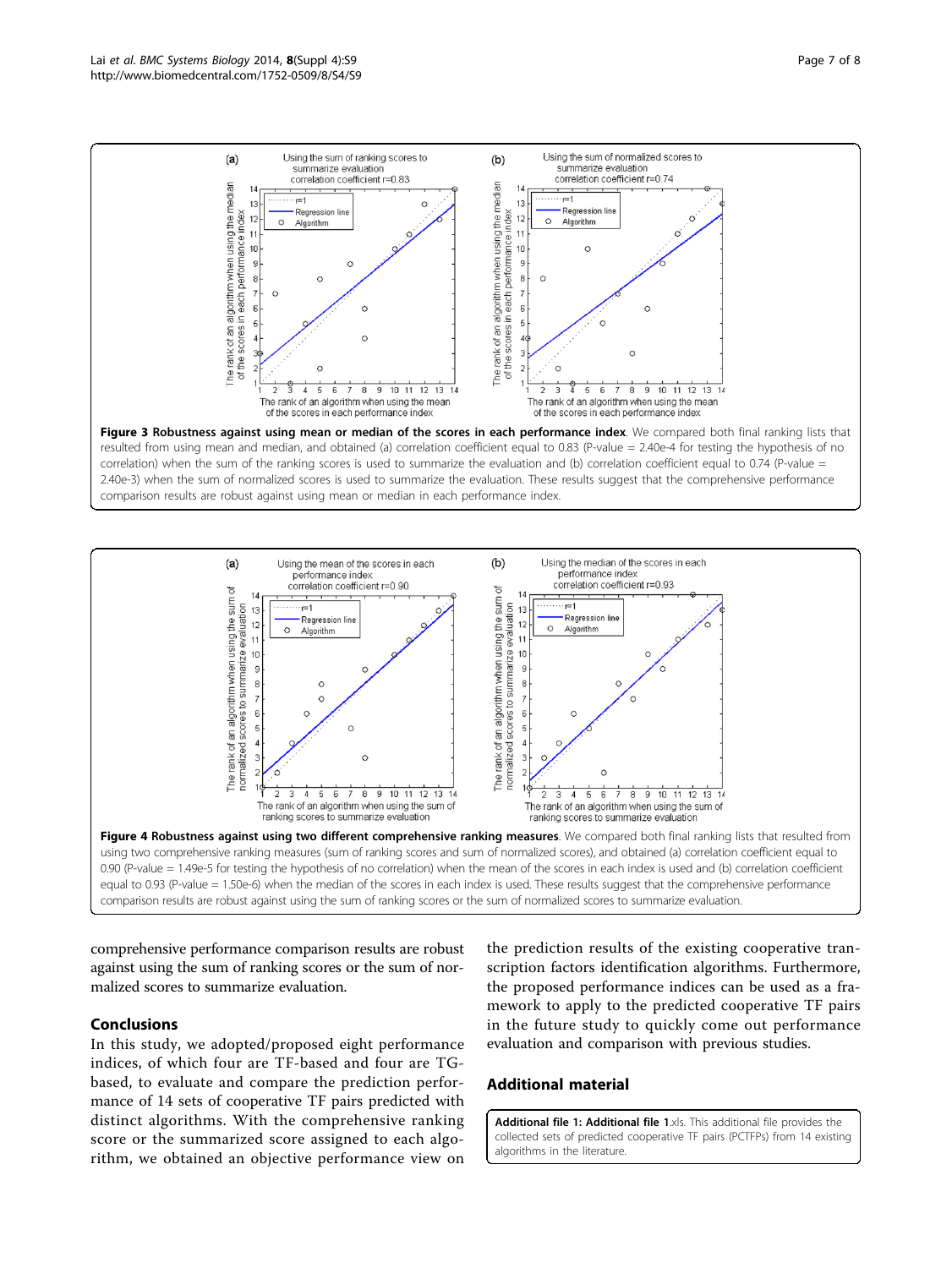**Figure 3 Robustness against using mean or median of the scores in each performance index**. We compared both final ranking lists that resulted from using mean and median, and obtained (a) correlation coefficient equal to 0.83 (P-value = 2.40e-4 for testing the hypothesis of no correlation) when the sum of the ranking scores is used to summarize the evaluation and (b) correlation coefficient equal to 0.74 (P-value = 2.40e-3) when the sum of normalized scores is used to summarize the evaluation. These results suggest that the comprehensive performance comparison results are robust against using mean or median in each performance index.

**Figure 4 Robustness against using two different comprehensive ranking measures**. We compared both final ranking lists that resulted from using two comprehensive ranking measures (sum of ranking scores and sum of normalized scores), and obtained (a) correlation coefficient equal to 0.90 (P-value = 1.49e-5 for testing the hypothesis of no correlation) when the mean of the scores in each index is used and (b) correlation coefficient equal to 0.93 (P-value = 1.50e-6) when the median of the scores in each index is used. These results suggest that the comprehensive performance comparison results are robust against using the sum of ranking scores or the sum of normalized scores to summarize evaluation.

comprehensive performance comparison results are robust against using the sum of ranking scores or the sum of normalized scores to summarize evaluation.

## Conclusions

In this study, we adopted/proposed eight performance indices, of which four are TF-based and four are TG-based, to evaluate and compare the prediction performance of 14 sets of cooperative TF pairs predicted with distinct algorithms. With the comprehensive ranking score or the summarized score assigned to each algorithm, we obtained an objective performance view on the prediction results of the existing cooperative transcription factors identification algorithms. Furthermore, the proposed performance indices can be used as a framework to apply to the predicted cooperative TF pairs in the future study to quickly come out performance evaluation and comparison with previous studies.

## Additional material

**Additional file 1: Additional file 1**.xls. This additional file provides the collected sets of predicted cooperative TF pairs (PCTFPs) from 14 existing algorithms in the literature.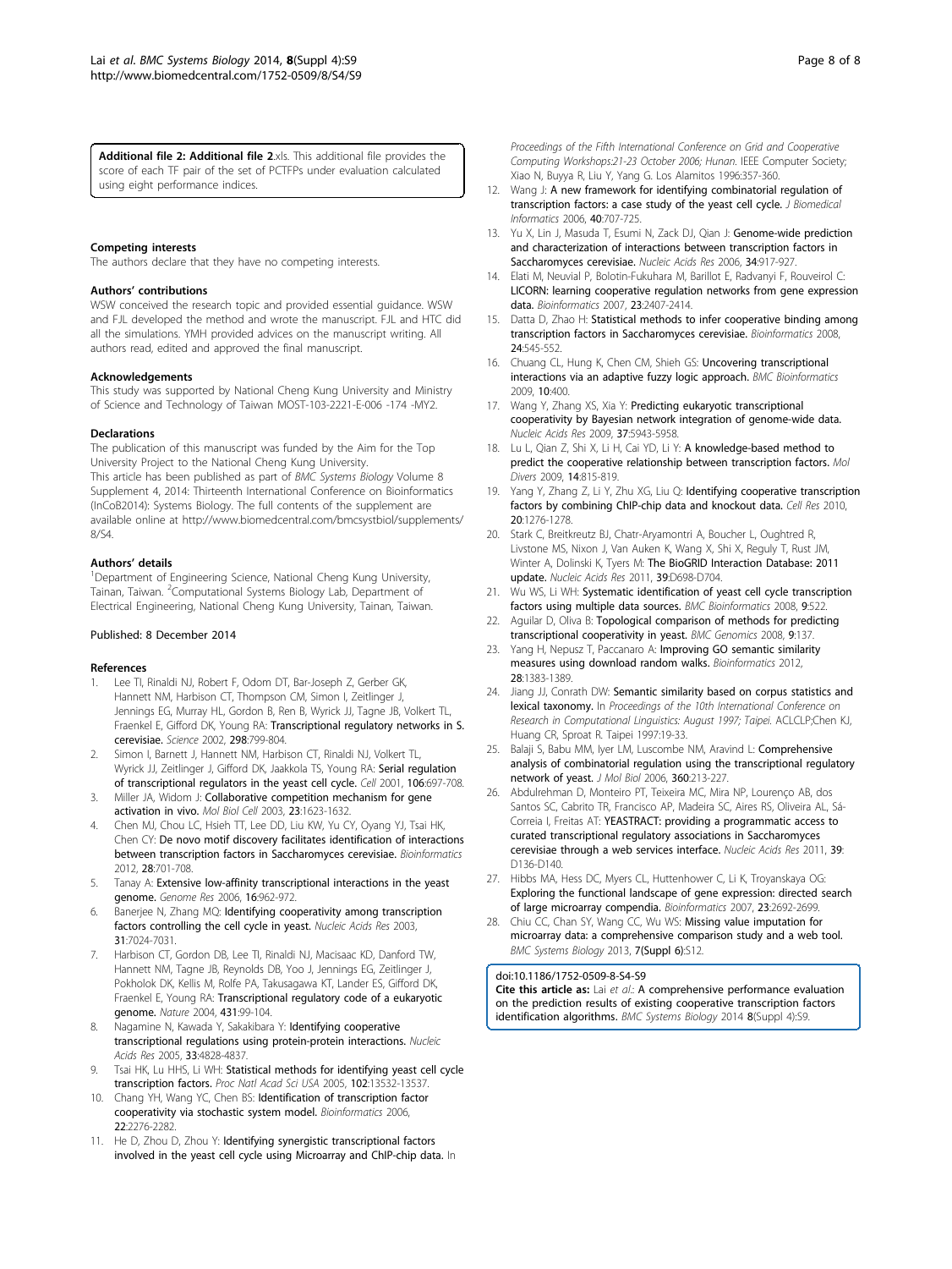**Additional file 2: Additional file 2**.xls. This additional file provides the score of each TF pair of the set of PCTFPs under evaluation calculated using eight performance indices.

#### Competing interests

The authors declare that they have no competing interests.

#### Authors' contributions

WSW conceived the research topic and provided essential guidance. WSW and FJL developed the method and wrote the manuscript. FJL and HTC did all the simulations. YMH provided advices on the manuscript writing. All authors read, edited and approved the final manuscript.

#### Acknowledgements

This study was supported by National Cheng Kung University and Ministry of Science and Technology of Taiwan MOST-103-2221-E-006 -174 -MY2.

#### Declarations

The publication of this manuscript was funded by the Aim for the Top University Project to the National Cheng Kung University.

This article has been published as part of *BMC Systems Biology* Volume 8 Supplement 4, 2014: Thirteenth International Conference on Bioinformatics (InCoB2014): Systems Biology. The full contents of the supplement are available online at http://www.biomedcentral.com/bmcsystbiol/supplements/8/S4.

#### Authors' details

[1]Department of Engineering Science, National Cheng Kung University, Tainan, Taiwan. [2]Computational Systems Biology Lab, Department of Electrical Engineering, National Cheng Kung University, Tainan, Taiwan.

Published: 8 December 2014

#### References

1. Lee TI, Rinaldi NJ, Robert F, Odom DT, Bar-Joseph Z, Gerber GK, Hannett NM, Harbison CT, Thompson CM, Simon I, Zeitlinger J, Jennings EG, Murray HL, Gordon B, Ren B, Wyrick JJ, Tagne JB, Volkert TL, Fraenkel E, Gifford DK, Young RA: **Transcriptional regulatory networks in S. cerevisiae.** *Science* 2002, **298**:799-804.
2. Simon I, Barnett J, Hannett NM, Harbison CT, Rinaldi NJ, Volkert TL, Wyrick JJ, Zeitlinger J, Gifford DK, Jaakkola TS, Young RA: **Serial regulation of transcriptional regulators in the yeast cell cycle.** *Cell* 2001, **106**:697-708.
3. Miller JA, Widom J: **Collaborative competition mechanism for gene activation in vivo.** *Mol Biol Cell* 2003, **23**:1623-1632.
4. Chen MJ, Chou LC, Hsieh TT, Lee DD, Liu KW, Yu CY, Oyang YJ, Tsai HK, Chen CY: **De novo motif discovery facilitates identification of interactions between transcription factors in Saccharomyces cerevisiae.** *Bioinformatics* 2012, **28**:701-708.
5. Tanay A: **Extensive low-affinity transcriptional interactions in the yeast genome.** *Genome Res* 2006, **16**:962-972.
6. Banerjee N, Zhang MQ: **Identifying cooperativity among transcription factors controlling the cell cycle in yeast.** *Nucleic Acids Res* 2003, **31**:7024-7031.
7. Harbison CT, Gordon DB, Lee TI, Rinaldi NJ, Macisaac KD, Danford TW, Hannett NM, Tagne JB, Reynolds DB, Yoo J, Jennings EG, Zeitlinger J, Pokholok DK, Kellis M, Rolfe PA, Takusagawa KT, Lander ES, Gifford DK, Fraenkel E, Young RA: **Transcriptional regulatory code of a eukaryotic genome.** *Nature* 2004, **431**:99-104.
8. Nagamine N, Kawada Y, Sakakibara Y: **Identifying cooperative transcriptional regulations using protein-protein interactions.** *Nucleic Acids Res* 2005, **33**:4828-4837.
9. Tsai HK, Lu HHS, Li WH: **Statistical methods for identifying yeast cell cycle transcription factors.** *Proc Natl Acad Sci USA* 2005, **102**:13532-13537.
10. Chang YH, Wang YC, Chen BS: **Identification of transcription factor cooperativity via stochastic system model.** *Bioinformatics* 2006, **22**:2276-2282.
11. He D, Zhou D, Zhou Y: **Identifying synergistic transcriptional factors involved in the yeast cell cycle using Microarray and ChIP-chip data.** In *Proceedings of the Fifth International Conference on Grid and Cooperative Computing Workshops:21-23 October 2006; Hunan.* IEEE Computer Society; Xiao N, Buyya R, Liu Y, Yang G. Los Alamitos 1996:357-360.
12. Wang J: **A new framework for identifying combinatorial regulation of transcription factors: a case study of the yeast cell cycle.** *J Biomedical Informatics* 2006, **40**:707-725.
13. Yu X, Lin J, Masuda T, Esumi N, Zack DJ, Qian J: **Genome-wide prediction and characterization of interactions between transcription factors in Saccharomyces cerevisiae.** *Nucleic Acids Res* 2006, **34**:917-927.
14. Elati M, Neuvial P, Bolotin-Fukuhara M, Barillot E, Radvanyi F, Rouveirol C: **LICORN: learning cooperative regulation networks from gene expression data.** *Bioinformatics* 2007, **23**:2407-2414.
15. Datta D, Zhao H: **Statistical methods to infer cooperative binding among transcription factors in Saccharomyces cerevisiae.** *Bioinformatics* 2008, **24**:545-552.
16. Chuang CL, Hung K, Chen CM, Shieh GS: **Uncovering transcriptional interactions via an adaptive fuzzy logic approach.** *BMC Bioinformatics* 2009, **10**:400.
17. Wang Y, Zhang XS, Xia Y: **Predicting eukaryotic transcriptional cooperativity by Bayesian network integration of genome-wide data.** *Nucleic Acids Res* 2009, **37**:5943-5958.
18. Lu L, Qian Z, Shi X, Li H, Cai YD, Li Y: **A knowledge-based method to predict the cooperative relationship between transcription factors.** *Mol Divers* 2009, **14**:815-819.
19. Yang Y, Zhang Z, Li Y, Zhu XG, Liu Q: **Identifying cooperative transcription factors by combining ChIP-chip data and knockout data.** *Cell Res* 2010, **20**:1276-1278.
20. Stark C, Breitkreutz BJ, Chatr-Aryamontri A, Boucher L, Oughtred R, Livstone MS, Nixon J, Van Auken K, Wang X, Shi X, Reguly T, Rust JM, Winter A, Dolinski K, Tyers M: **The BioGRID Interaction Database: 2011 update.** *Nucleic Acids Res* 2011, **39**:D698-D704.
21. Wu WS, Li WH: **Systematic identification of yeast cell cycle transcription factors using multiple data sources.** *BMC Bioinformatics* 2008, **9**:522.
22. Aguilar D, Oliva B: **Topological comparison of methods for predicting transcriptional cooperativity in yeast.** *BMC Genomics* 2008, **9**:137.
23. Yang H, Nepusz T, Paccanaro A: **Improving GO semantic similarity measures using download random walks.** *Bioinformatics* 2012, **28**:1383-1389.
24. Jiang JJ, Conrath DW: **Semantic similarity based on corpus statistics and lexical taxonomy.** In *Proceedings of the 10th International Conference on Research in Computational Linguistics: August 1997; Taipei.* ACLCLP;Chen KJ, Huang CR, Sproat R. Taipei 1997:19-33.
25. Balaji S, Babu MM, Iyer LM, Luscombe NM, Aravind L: **Comprehensive analysis of combinatorial regulation using the transcriptional regulatory network of yeast.** *J Mol Biol* 2006, **360**:213-227.
26. Abdulrehman D, Monteiro PT, Teixeira MC, Mira NP, Lourenço AB, dos Santos SC, Cabrito TR, Francisco AP, Madeira SC, Aires RS, Oliveira AL, Sá-Correia I, Freitas AT: **YEASTRACT: providing a programmatic access to curated transcriptional regulatory associations in Saccharomyces cerevisiae through a web services interface.** *Nucleic Acids Res* 2011, **39**:D136-D140.
27. Hibbs MA, Hess DC, Myers CL, Huttenhower C, Li K, Troyanskaya OG: **Exploring the functional landscape of gene expression: directed search of large microarray compendia.** *Bioinformatics* 2007, **23**:2692-2699.
28. Chiu CC, Chan SY, Wang CC, Wu WS: **Missing value imputation for microarray data: a comprehensive comparison study and a web tool.** *BMC Systems Biology* 2013, **7(Suppl 6)**:S12.

doi:10.1186/1752-0509-8-S4-S9

**Cite this article as:** Lai *et al.*: A comprehensive performance evaluation on the prediction results of existing cooperative transcription factors identification algorithms. *BMC Systems Biology* 2014 **8**(Suppl 4):S9.